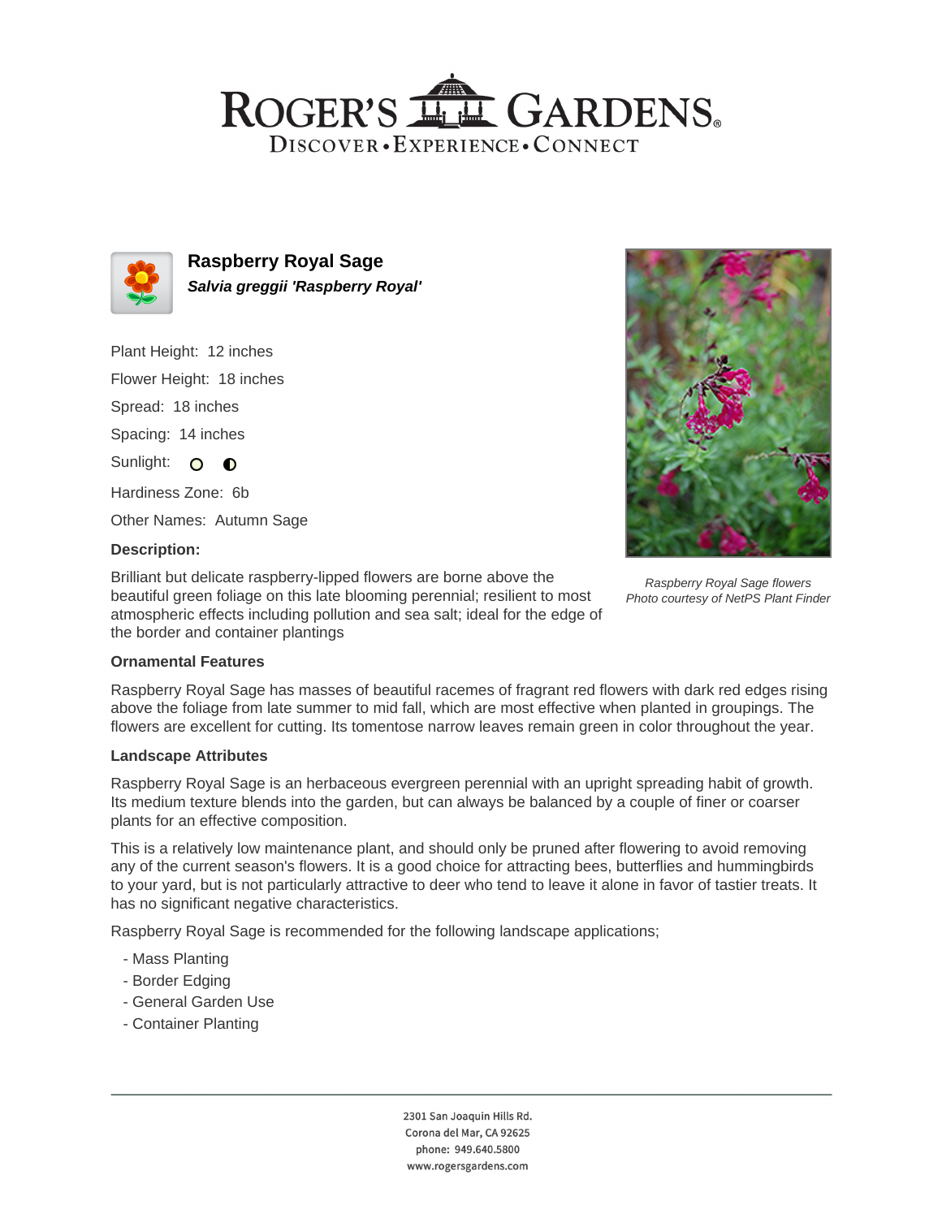# ROGER'S GARDENS

DISCOVER • EXPERIENCE • CONNECT

## Raspberry Royal Sage

***Salvia greggii 'Raspberry Royal'***

Plant Height: 12 inches

Flower Height: 18 inches

Spread: 18 inches

Spacing: 14 inches

Sunlight:

Hardiness Zone: 6b

Other Names: Autumn Sage

**Description:**

Brilliant but delicate raspberry-lipped flowers are borne above the beautiful green foliage on this late blooming perennial; resilient to most atmospheric effects including pollution and sea salt; ideal for the edge of the border and container plantings

*Raspberry Royal Sage flowers*
*Photo courtesy of NetPS Plant Finder*

### Ornamental Features

Raspberry Royal Sage has masses of beautiful racemes of fragrant red flowers with dark red edges rising above the foliage from late summer to mid fall, which are most effective when planted in groupings. The flowers are excellent for cutting. Its tomentose narrow leaves remain green in color throughout the year.

### Landscape Attributes

Raspberry Royal Sage is an herbaceous evergreen perennial with an upright spreading habit of growth. Its medium texture blends into the garden, but can always be balanced by a couple of finer or coarser plants for an effective composition.

This is a relatively low maintenance plant, and should only be pruned after flowering to avoid removing any of the current season's flowers. It is a good choice for attracting bees, butterflies and hummingbirds to your yard, but is not particularly attractive to deer who tend to leave it alone in favor of tastier treats. It has no significant negative characteristics.

Raspberry Royal Sage is recommended for the following landscape applications;

- Mass Planting
- Border Edging
- General Garden Use
- Container Planting

2301 San Joaquin Hills Rd.
Corona del Mar, CA 92625
phone: 949.640.5800
www.rogersgardens.com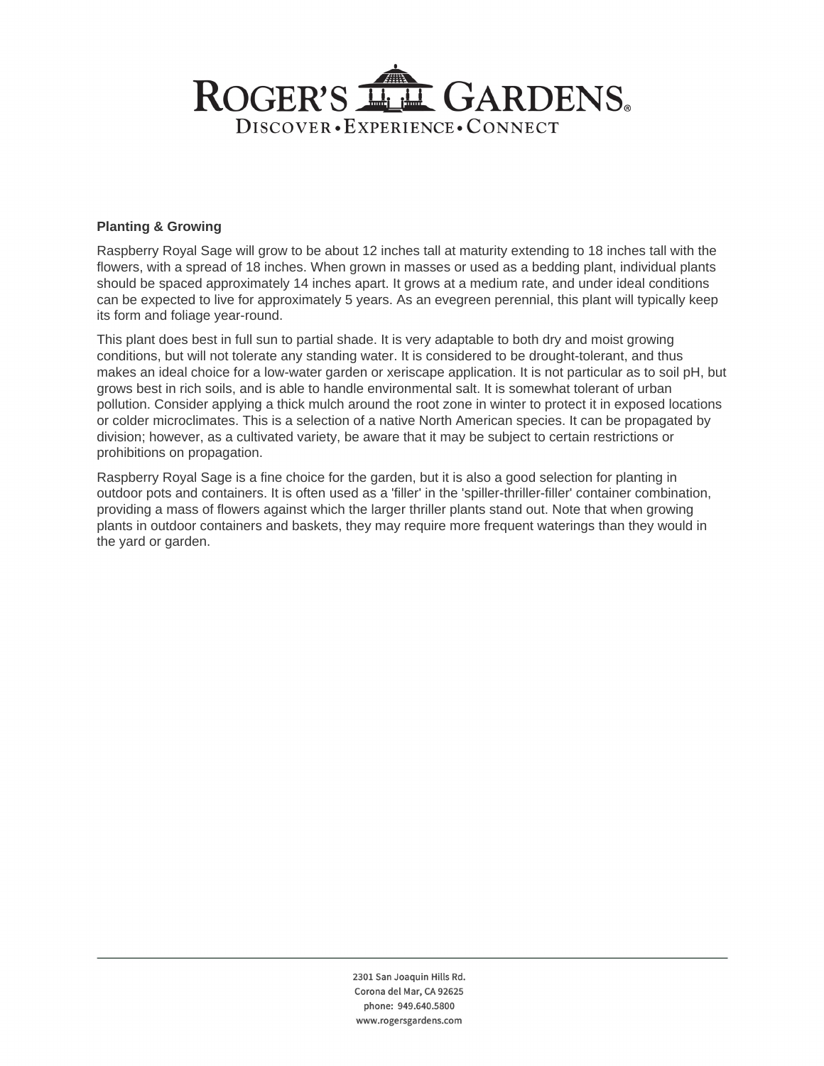**Planting & Growing**

Raspberry Royal Sage will grow to be about 12 inches tall at maturity extending to 18 inches tall with the flowers, with a spread of 18 inches. When grown in masses or used as a bedding plant, individual plants should be spaced approximately 14 inches apart. It grows at a medium rate, and under ideal conditions can be expected to live for approximately 5 years. As an evegreen perennial, this plant will typically keep its form and foliage year-round.

This plant does best in full sun to partial shade. It is very adaptable to both dry and moist growing conditions, but will not tolerate any standing water. It is considered to be drought-tolerant, and thus makes an ideal choice for a low-water garden or xeriscape application. It is not particular as to soil pH, but grows best in rich soils, and is able to handle environmental salt. It is somewhat tolerant of urban pollution. Consider applying a thick mulch around the root zone in winter to protect it in exposed locations or colder microclimates. This is a selection of a native North American species. It can be propagated by division; however, as a cultivated variety, be aware that it may be subject to certain restrictions or prohibitions on propagation.

Raspberry Royal Sage is a fine choice for the garden, but it is also a good selection for planting in outdoor pots and containers. It is often used as a 'filler' in the 'spiller-thriller-filler' container combination, providing a mass of flowers against which the larger thriller plants stand out. Note that when growing plants in outdoor containers and baskets, they may require more frequent waterings than they would in the yard or garden.